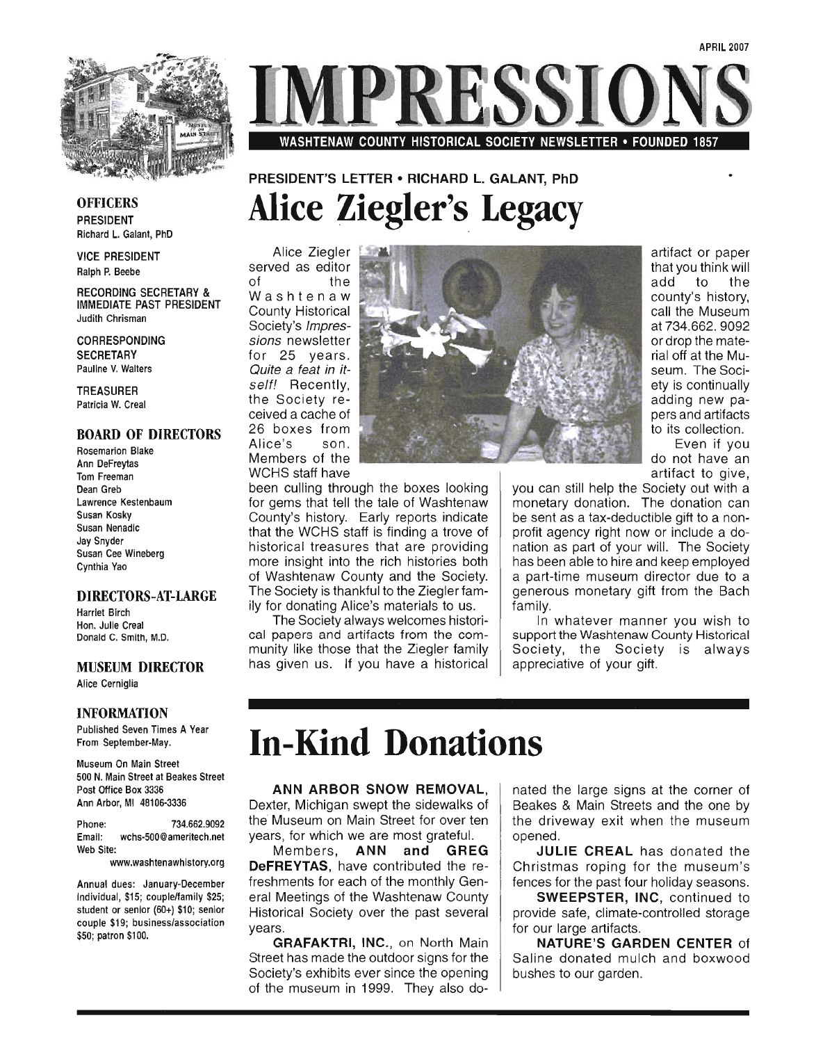APRIL 2007

# IMPRESSIONS

WASHTENAW COUNTY HISTORICAL SOCIETY NEWSLETTER • FOUNDED 1857

### OFFICERS

**PRESIDENT**
Richard L. Galant, PhD

**VICE PRESIDENT**
Ralph P. Beebe

**RECORDING SECRETARY & IMMEDIATE PAST PRESIDENT**
Judith Chrisman

**CORRESPONDING SECRETARY**
Pauline V. Walters

**TREASURER**
Patricia W. Creal

### BOARD OF DIRECTORS

Rosemarion Blake
Ann DeFreytas
Tom Freeman
Dean Greb
Lawrence Kestenbaum
Susan Kosky
Susan Nenadic
Jay Snyder
Susan Cee Wineberg
Cynthia Yao

### DIRECTORS-AT-LARGE

Harriet Birch
Hon. Julie Creal
Donald C. Smith, M.D.

### MUSEUM DIRECTOR

Alice Cerniglia

### INFORMATION

Published Seven Times A Year From September-May.

Museum On Main Street
500 N. Main Street at Beakes Street
Post Office Box 3336
Ann Arbor, MI 48106-3336

Phone: 734.662.9092
Email: wchs-500@ameritech.net
Web Site: www.washtenawhistory.org

Annual dues: January-December individual, $15; couple/family $25; student or senior (60+) $10; senior couple $19; business/association $50; patron $100.

PRESIDENT'S LETTER • RICHARD L. GALANT, PhD

# Alice Ziegler's Legacy

Alice Ziegler served as editor of the Washtenaw County Historical Society's *Impressions* newsletter for 25 years. *Quite a feat in itself!* Recently, the Society received a cache of 26 boxes from Alice's son. Members of the WCHS staff have been culling through the boxes looking for gems that tell the tale of Washtenaw County's history. Early reports indicate that the WCHS staff is finding a trove of historical treasures that are providing more insight into the rich histories both of Washtenaw County and the Society. The Society is thankful to the Ziegler family for donating Alice's materials to us.

The Society always welcomes historical papers and artifacts from the community like those that the Ziegler family has given us. If you have a historical artifact or paper that you think will add to the county's history, call the Museum at 734.662. 9092 or drop the material off at the Museum. The Society is continually adding new papers and artifacts to its collection.

Even if you do not have an artifact to give, you can still help the Society out with a monetary donation. The donation can be sent as a tax-deductible gift to a non-profit agency right now or include a donation as part of your will. The Society has been able to hire and keep employed a part-time museum director due to a generous monetary gift from the Bach family.

In whatever manner you wish to support the Washtenaw County Historical Society, the Society is always appreciative of your gift.

# In-Kind Donations

**ANN ARBOR SNOW REMOVAL**, Dexter, Michigan swept the sidewalks of the Museum on Main Street for over ten years, for which we are most grateful.

Members, **ANN and GREG DeFREYTAS**, have contributed the refreshments for each of the monthly General Meetings of the Washtenaw County Historical Society over the past several years.

**GRAFAKTRI, INC.**, on North Main Street has made the outdoor signs for the Society's exhibits ever since the opening of the museum in 1999. They also donated the large signs at the corner of Beakes & Main Streets and the one by the driveway exit when the museum opened.

**JULIE CREAL** has donated the Christmas roping for the museum's fences for the past four holiday seasons.

**SWEEPSTER, INC**, continued to provide safe, climate-controlled storage for our large artifacts.

**NATURE'S GARDEN CENTER** of Saline donated mulch and boxwood bushes to our garden.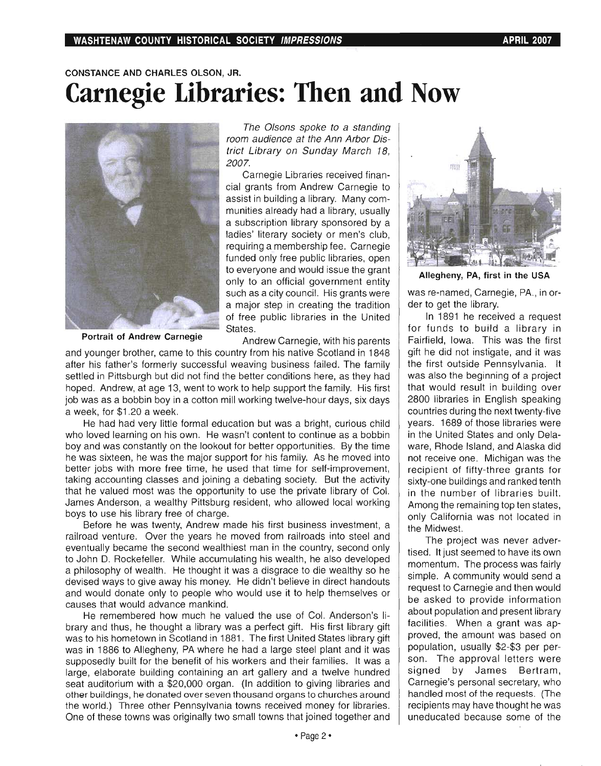CONSTANCE AND CHARLES OLSON, JR.

# Carnegie Libraries: Then and Now

Portrait of Andrew Carnegie

*The Olsons spoke to a standing room audience at the Ann Arbor District Library on Sunday March 18, 2007.*

Carnegie Libraries received financial grants from Andrew Carnegie to assist in building a library. Many communities already had a library, usually a subscription library sponsored by a ladies' literary society or men's club, requiring a membership fee. Carnegie funded only free public libraries, open to everyone and would issue the grant only to an official government entity such as a city council. His grants were a major step in creating the tradition of free public libraries in the United States.

Andrew Carnegie, with his parents and younger brother, came to this country from his native Scotland in 1848 after his father's formerly successful weaving business failed. The family settled in Pittsburgh but did not find the better conditions here, as they had hoped. Andrew, at age 13, went to work to help support the family. His first job was as a bobbin boy in a cotton mill working twelve-hour days, six days a week, for $1.20 a week.

He had had very little formal education but was a bright, curious child who loved learning on his own. He wasn't content to continue as a bobbin boy and was constantly on the lookout for better opportunities. By the time he was sixteen, he was the major support for his family. As he moved into better jobs with more free time, he used that time for self-improvement, taking accounting classes and joining a debating society. But the activity that he valued most was the opportunity to use the private library of Col. James Anderson, a wealthy Pittsburg resident, who allowed local working boys to use his library free of charge.

Before he was twenty, Andrew made his first business investment, a railroad venture. Over the years he moved from railroads into steel and eventually became the second wealthiest man in the country, second only to John D. Rockefeller. While accumulating his wealth, he also developed a philosophy of wealth. He thought it was a disgrace to die wealthy so he devised ways to give away his money. He didn't believe in direct handouts and would donate only to people who would use it to help themselves or causes that would advance mankind.

He remembered how much he valued the use of Col. Anderson's library and thus, he thought a library was a perfect gift. His first library gift was to his hometown in Scotland in 1881. The first United States library gift was in 1886 to Allegheny, PA where he had a large steel plant and it was supposedly built for the benefit of his workers and their families. It was a large, elaborate building containing an art gallery and a twelve hundred seat auditorium with a $20,000 organ. (In addition to giving libraries and other buildings, he donated over seven thousand organs to churches around the world.) Three other Pennsylvania towns received money for libraries. One of these towns was originally two small towns that joined together and was re-named, Carnegie, PA., in order to get the library.

Allegheny, PA, first in the USA

In 1891 he received a request for funds to build a library in Fairfield, Iowa. This was the first gift he did not instigate, and it was the first outside Pennsylvania. It was also the beginning of a project that would result in building over 2800 libraries in English speaking countries during the next twenty-five years. 1689 of those libraries were in the United States and only Delaware, Rhode Island, and Alaska did not receive one. Michigan was the recipient of fifty-three grants for sixty-one buildings and ranked tenth in the number of libraries built. Among the remaining top ten states, only California was not located in the Midwest.

The project was never advertised. It just seemed to have its own momentum. The process was fairly simple. A community would send a request to Carnegie and then would be asked to provide information about population and present library facilities. When a grant was approved, the amount was based on population, usually $2-$3 per person. The approval letters were signed by James Bertram, Carnegie's personal secretary, who handled most of the requests. (The recipients may have thought he was uneducated because some of the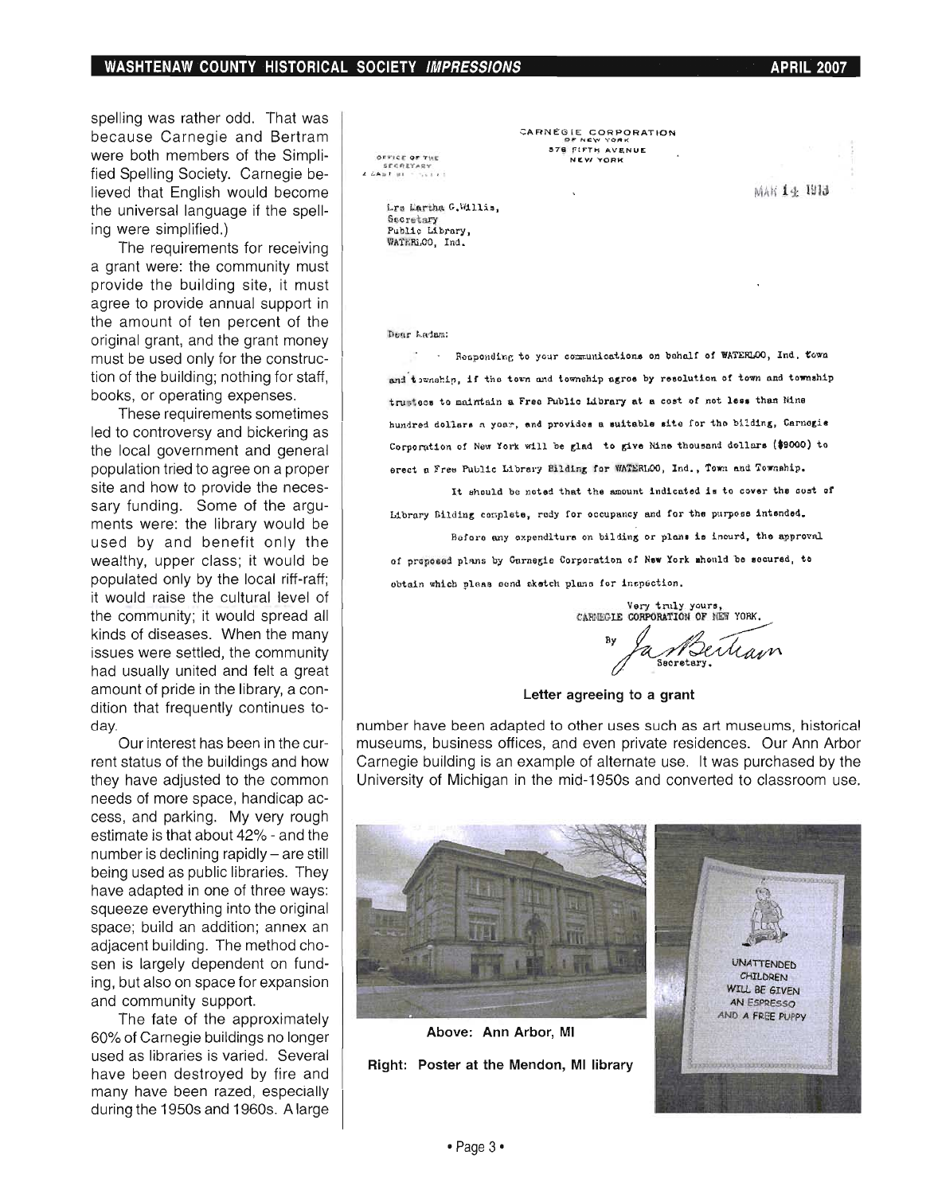spelling was rather odd. That was because Carnegie and Bertram were both members of the Simplified Spelling Society. Carnegie believed that English would become the universal language if the spelling were simplified.)

The requirements for receiving a grant were: the community must provide the building site, it must agree to provide annual support in the amount of ten percent of the original grant, and the grant money must be used only for the construction of the building; nothing for staff, books, or operating expenses.

These requirements sometimes led to controversy and bickering as the local government and general population tried to agree on a proper site and how to provide the necessary funding. Some of the arguments were: the library would be used by and benefit only the wealthy, upper class; it would be populated only by the local riff-raff; it would raise the cultural level of the community; it would spread all kinds of diseases. When the many issues were settled, the community had usually united and felt a great amount of pride in the library, a condition that frequently continues today.

Our interest has been in the current status of the buildings and how they have adjusted to the common needs of more space, handicap access, and parking. My very rough estimate is that about 42% - and the number is declining rapidly – are still being used as public libraries. They have adapted in one of three ways: squeeze everything into the original space; build an addition; annex an adjacent building. The method chosen is largely dependent on funding, but also on space for expansion and community support.

The fate of the approximately 60% of Carnegie buildings no longer used as libraries is varied. Several have been destroyed by fire and many have been razed, especially during the 1950s and 1960s. A large number have been adapted to other uses such as art museums, historical museums, business offices, and even private residences. Our Ann Arbor Carnegie building is an example of alternate use. It was purchased by the University of Michigan in the mid-1950s and converted to classroom use.

CARNEGIE CORPORATION
OF NEW YORK
576 FIFTH AVENUE
NEW YORK

OFFICE OF THE SECRETARY

MAR 14 1913

Mrs Martha C.Willis,
Secretary
Public Library,
WATERLOO, Ind.

Dear Madam:

Responding to your communications on behalf of WATERLOO, Ind. town and township, if the town and township agree by resolution of town and township trustees to maintain a Free Public Library at a cost of not less than Nine hundred dollars a year, and provides a suitable site for the bilding, Carnegie Corporation of New York will be glad to give Nine thousand dollars ($9000) to erect a Free Public Library Bilding for WATERLOO, Ind., Town and Township.

It should be noted that the amount indicated is to cover the cost of Library Bilding complete, redy for occupancy and for the purpose intended.

Before any expenditure on bilding or plans is incurd, the approval of proposed plans by Carnegie Corporation of New York should be secured, to obtain which pleas send sketch plans for inspection.

Very truly yours,
CARNEGIE CORPORATION OF NEW YORK.

By Ja. Bertram
Secretary.

**Letter agreeing to a grant**

**Above: Ann Arbor, MI**

**Right: Poster at the Mendon, MI library**

UNATTENDED CHILDREN WILL BE GIVEN AN ESPRESSO AND A FREE PUPPY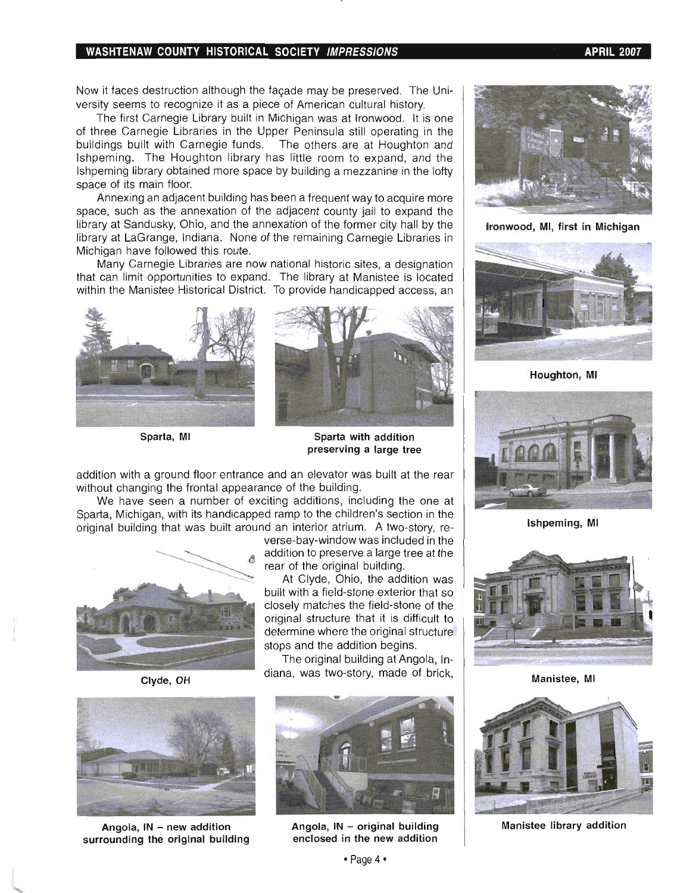Now it faces destruction although the façade may be preserved. The University seems to recognize it as a piece of American cultural history.

The first Carnegie Library built in Michigan was at Ironwood. It is one of three Carnegie Libraries in the Upper Peninsula still operating in the buildings built with Carnegie funds. The others are at Houghton and Ishpeming. The Houghton library has little room to expand, and the Ishpeming library obtained more space by building a mezzanine in the lofty space of its main floor.

Annexing an adjacent building has been a frequent way to acquire more space, such as the annexation of the adjacent county jail to expand the library at Sandusky, Ohio, and the annexation of the former city hall by the library at LaGrange, Indiana. None of the remaining Carnegie Libraries in Michigan have followed this route.

Many Carnegie Libraries are now national historic sites, a designation that can limit opportunities to expand. The library at Manistee is located within the Manistee Historical District. To provide handicapped access, an addition with a ground floor entrance and an elevator was built at the rear without changing the frontal appearance of the building.

Sparta, MI

Sparta with addition preserving a large tree

We have seen a number of exciting additions, including the one at Sparta, Michigan, with its handicapped ramp to the children's section in the original building that was built around an interior atrium. A two-story, reverse-bay-window was included in the addition to preserve a large tree at the rear of the original building.

At Clyde, Ohio, the addition was built with a field-stone exterior that so closely matches the field-stone of the original structure that it is difficult to determine where the original structure stops and the addition begins.

The original building at Angola, Indiana, was two-story, made of brick,

Clyde, OH

Angola, IN – new addition surrounding the original building

Angola, IN – original building enclosed in the new addition

Ironwood, MI, first in Michigan

Houghton, MI

Ishpeming, MI

Manistee, MI

Manistee library addition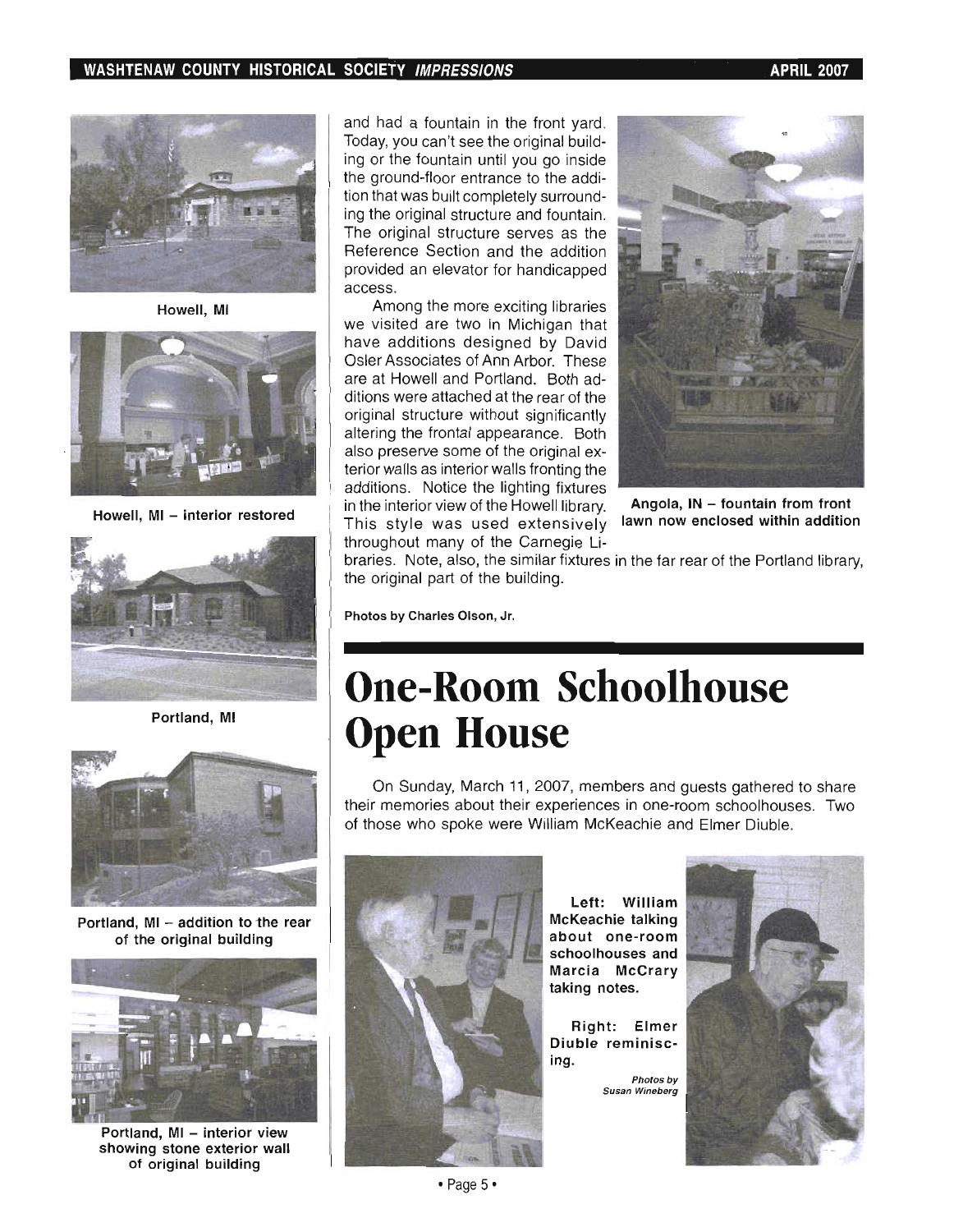Howell, MI

Howell, MI – interior restored

Portland, MI

Portland, MI – addition to the rear of the original building

Portland, MI – interior view showing stone exterior wall of original building

and had a fountain in the front yard. Today, you can't see the original building or the fountain until you go inside the ground-floor entrance to the addition that was built completely surrounding the original structure and fountain. The original structure serves as the Reference Section and the addition provided an elevator for handicapped access.

Among the more exciting libraries we visited are two in Michigan that have additions designed by David Osler Associates of Ann Arbor. These are at Howell and Portland. Both additions were attached at the rear of the original structure without significantly altering the frontal appearance. Both also preserve some of the original exterior walls as interior walls fronting the additions. Notice the lighting fixtures in the interior view of the Howell library. This style was used extensively throughout many of the Carnegie Libraries. Note, also, the similar fixtures in the far rear of the Portland library, the original part of the building.

Angola, IN – fountain from front lawn now enclosed within addition

Photos by Charles Olson, Jr.

# One-Room Schoolhouse Open House

On Sunday, March 11, 2007, members and guests gathered to share their memories about their experiences in one-room schoolhouses. Two of those who spoke were William McKeachie and Elmer Diuble.

Left: William McKeachie talking about one-room schoolhouses and Marcia McCrary taking notes.

Right: Elmer Diuble reminiscing.

*Photos by Susan Wineberg*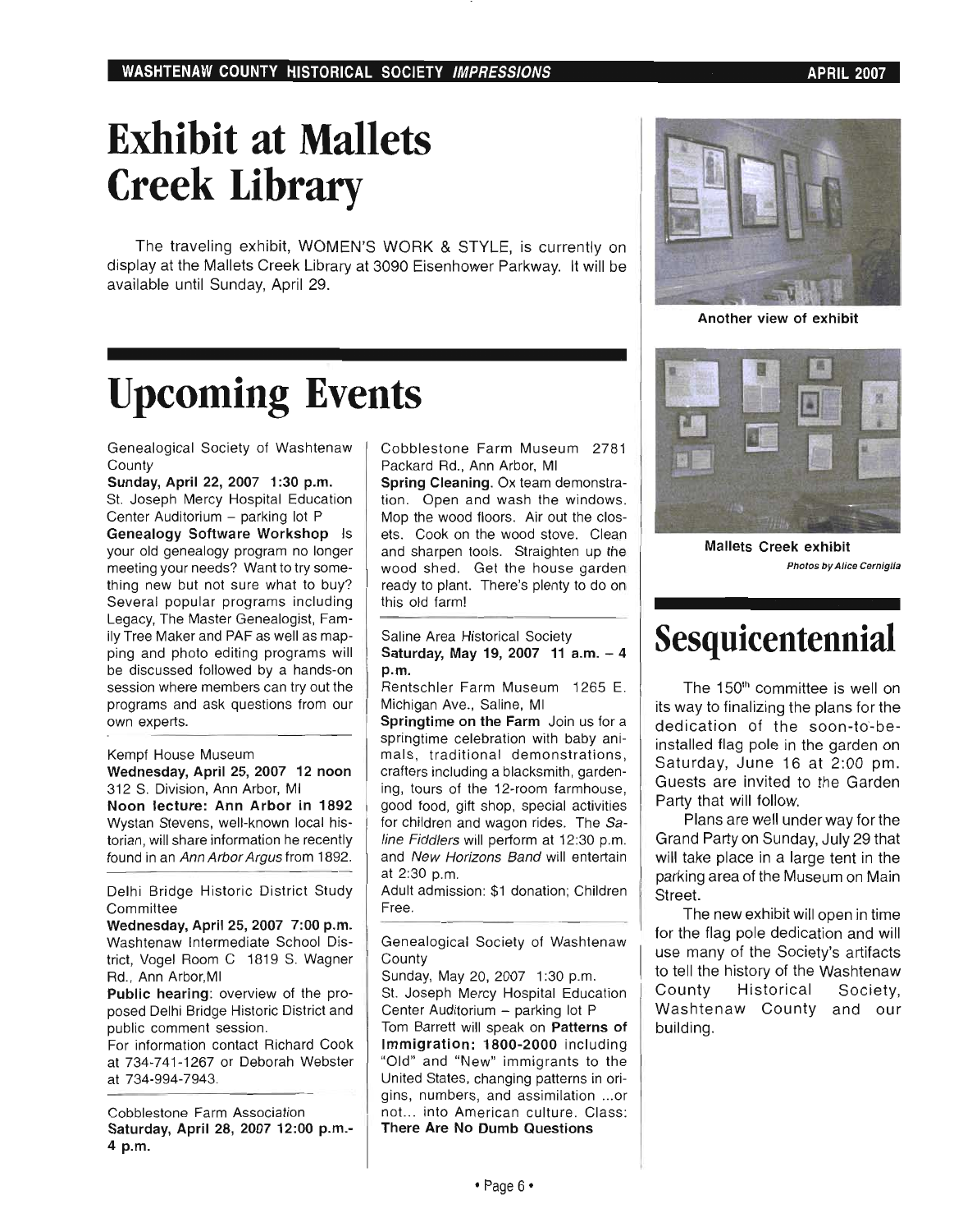# Exhibit at Mallets Creek Library

The traveling exhibit, WOMEN'S WORK & STYLE, is currently on display at the Mallets Creek Library at 3090 Eisenhower Parkway. It will be available until Sunday, April 29.

**Another view of exhibit**

**Mallets Creek exhibit**

*Photos by Alice Cerniglia*

# Upcoming Events

Genealogical Society of Washtenaw County
**Sunday, April 22, 2007 1:30 p.m.**
St. Joseph Mercy Hospital Education Center Auditorium – parking lot P
**Genealogy Software Workshop** Is your old genealogy program no longer meeting your needs? Want to try something new but not sure what to buy? Several popular programs including Legacy, The Master Genealogist, Family Tree Maker and PAF as well as mapping and photo editing programs will be discussed followed by a hands-on session where members can try out the programs and ask questions from our own experts.

Kempf House Museum
**Wednesday, April 25, 2007 12 noon**
312 S. Division, Ann Arbor, MI
**Noon lecture: Ann Arbor in 1892** Wystan Stevens, well-known local historian, will share information he recently found in an *Ann Arbor Argus* from 1892.

Delhi Bridge Historic District Study Committee
**Wednesday, April 25, 2007 7:00 p.m.**
Washtenaw Intermediate School District, Vogel Room C 1819 S. Wagner Rd., Ann Arbor, MI
**Public hearing**: overview of the proposed Delhi Bridge Historic District and public comment session.
For information contact Richard Cook at 734-741-1267 or Deborah Webster at 734-994-7943.

Cobblestone Farm Association
**Saturday, April 28, 2007 12:00 p.m.-4 p.m.**
Cobblestone Farm Museum 2781 Packard Rd., Ann Arbor, MI
**Spring Cleaning.** Ox team demonstration. Open and wash the windows. Mop the wood floors. Air out the closets. Cook on the wood stove. Clean and sharpen tools. Straighten up the wood shed. Get the house garden ready to plant. There's plenty to do on this old farm!

Saline Area Historical Society
**Saturday, May 19, 2007 11 a.m. – 4 p.m.**
Rentschler Farm Museum 1265 E. Michigan Ave., Saline, MI
**Springtime on the Farm** Join us for a springtime celebration with baby animals, traditional demonstrations, crafters including a blacksmith, gardening, tours of the 12-room farmhouse, good food, gift shop, special activities for children and wagon rides. The *Saline Fiddlers* will perform at 12:30 p.m. and *New Horizons Band* will entertain at 2:30 p.m.
Adult admission: $1 donation; Children Free.

Genealogical Society of Washtenaw County
Sunday, May 20, 2007 1:30 p.m.
St. Joseph Mercy Hospital Education Center Auditorium – parking lot P
Tom Barrett will speak on **Patterns of Immigration: 1800-2000** including "Old" and "New" immigrants to the United States, changing patterns in origins, numbers, and assimilation ...or not... into American culture. Class: **There Are No Dumb Questions**

# Sesquicentennial

The 150th committee is well on its way to finalizing the plans for the dedication of the soon-to-be-installed flag pole in the garden on Saturday, June 16 at 2:00 pm. Guests are invited to the Garden Party that will follow.

Plans are well under way for the Grand Party on Sunday, July 29 that will take place in a large tent in the parking area of the Museum on Main Street.

The new exhibit will open in time for the flag pole dedication and will use many of the Society's artifacts to tell the history of the Washtenaw County Historical Society, Washtenaw County and our building.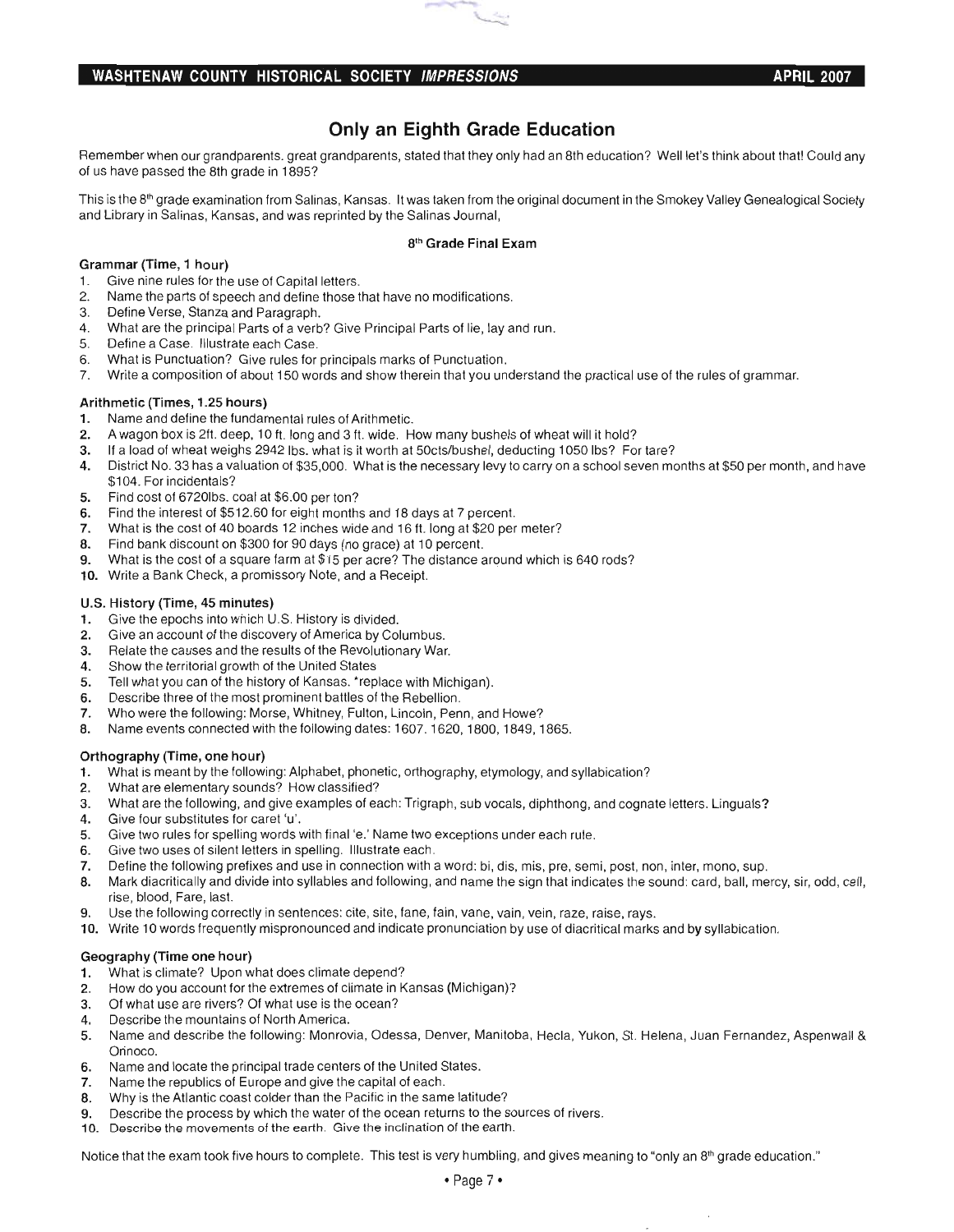# Only an Eighth Grade Education

Remember when our grandparents. great grandparents, stated that they only had an 8th education? Well let's think about that! Could any of us have passed the 8th grade in 1895?

This is the 8th grade examination from Salinas, Kansas. It was taken from the original document in the Smokey Valley Genealogical Society and Library in Salinas, Kansas, and was reprinted by the Salinas Journal,

#### 8th Grade Final Exam

**Grammar (Time, 1 hour)**

1. Give nine rules for the use of Capital letters.
2. Name the parts of speech and define those that have no modifications.
3. Define Verse, Stanza and Paragraph.
4. What are the principal Parts of a verb? Give Principal Parts of lie, lay and run.
5. Define a Case. Illustrate each Case.
6. What is Punctuation? Give rules for principals marks of Punctuation.
7. Write a composition of about 150 words and show therein that you understand the practical use of the rules of grammar.

**Arithmetic (Times, 1.25 hours)**

1. Name and define the fundamental rules of Arithmetic.
2. A wagon box is 2ft. deep, 10 ft. long and 3 ft. wide. How many bushels of wheat will it hold?
3. If a load of wheat weighs 2942 lbs. what is it worth at 50cts/bushel, deducting 1050 lbs? For tare?
4. District No. 33 has a valuation of $35,000. What is the necessary levy to carry on a school seven months at $50 per month, and have $104. For incidentals?
5. Find cost of 6720lbs. coal at $6.00 per ton?
6. Find the interest of $512.60 for eight months and 18 days at 7 percent.
7. What is the cost of 40 boards 12 inches wide and 16 ft. long at $20 per meter?
8. Find bank discount on $300 for 90 days (no grace) at 10 percent.
9. What is the cost of a square farm at $15 per acre? The distance around which is 640 rods?
10. Write a Bank Check, a promissory Note, and a Receipt.

**U.S. History (Time, 45 minutes)**

1. Give the epochs into which U.S. History is divided.
2. Give an account of the discovery of America by Columbus.
3. Relate the causes and the results of the Revolutionary War.
4. Show the territorial growth of the United States
5. Tell what you can of the history of Kansas. *replace with Michigan).
6. Describe three of the most prominent battles of the Rebellion.
7. Who were the following: Morse, Whitney, Fulton, Lincoln, Penn, and Howe?
8. Name events connected with the following dates: 1607. 1620, 1800, 1849, 1865.

**Orthography (Time, one hour)**

1. What is meant by the following: Alphabet, phonetic, orthography, etymology, and syllabication?
2. What are elementary sounds? How classified?
3. What are the following, and give examples of each: Trigraph, sub vocals, diphthong, and cognate letters. Linguals?
4. Give four substitutes for caret 'u'.
5. Give two rules for spelling words with final 'e.' Name two exceptions under each rule.
6. Give two uses of silent letters in spelling. Illustrate each.
7. Define the following prefixes and use in connection with a word: bi, dis, mis, pre, semi, post, non, inter, mono, sup.
8. Mark diacritically and divide into syllables and following, and name the sign that indicates the sound: card, ball, mercy, sir, odd, cell, rise, blood, Fare, last.
9. Use the following correctly in sentences: cite, site, fane, fain, vane, vain, vein, raze, raise, rays.
10. Write 10 words frequently mispronounced and indicate pronunciation by use of diacritical marks and by syllabication.

**Geography (Time one hour)**

1. What is climate? Upon what does climate depend?
2. How do you account for the extremes of climate in Kansas (Michigan)?
3. Of what use are rivers? Of what use is the ocean?
4. Describe the mountains of North America.
5. Name and describe the following: Monrovia, Odessa, Denver, Manitoba, Hecla, Yukon, St. Helena, Juan Fernandez, Aspenwall & Orinoco.
6. Name and locate the principal trade centers of the United States.
7. Name the republics of Europe and give the capital of each.
8. Why is the Atlantic coast colder than the Pacific in the same latitude?
9. Describe the process by which the water of the ocean returns to the sources of rivers.
10. Describe the movements of the earth. Give the inclination of the earth.

Notice that the exam took five hours to complete. This test is very humbling, and gives meaning to "only an 8th grade education."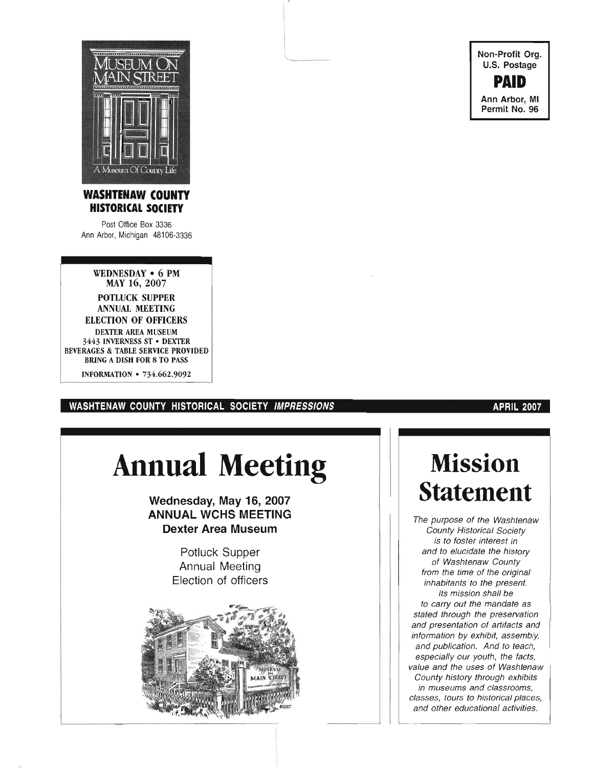MUSEUM ON MAIN STREET

A Museum Of County Life

**WASHTENAW COUNTY HISTORICAL SOCIETY**

Post Office Box 3336
Ann Arbor, Michigan 48106-3336

Non-Profit Org.
U.S. Postage
**PAID**
Ann Arbor, MI
Permit No. 96

WEDNESDAY • 6 PM
MAY 16, 2007

POTLUCK SUPPER
ANNUAL MEETING
ELECTION OF OFFICERS
DEXTER AREA MUSEUM
3443 INVERNESS ST • DEXTER
BEVERAGES & TABLE SERVICE PROVIDED
BRING A DISH FOR 8 TO PASS
INFORMATION • 734.662.9092

**WASHTENAW COUNTY HISTORICAL SOCIETY *IMPRESSIONS*** — **APRIL 2007**

# Annual Meeting

**Wednesday, May 16, 2007**
**ANNUAL WCHS MEETING**
**Dexter Area Museum**

Potluck Supper
Annual Meeting
Election of officers

# Mission Statement

*The purpose of the Washtenaw County Historical Society is to foster interest in and to elucidate the history of Washtenaw County from the time of the original inhabitants to the present. Its mission shall be to carry out the mandate as stated through the preservation and presentation of artifacts and information by exhibit, assembly, and publication. And to teach, especially our youth, the facts, value and the uses of Washtenaw County history through exhibits in museums and classrooms, classes, tours to historical places, and other educational activities.*